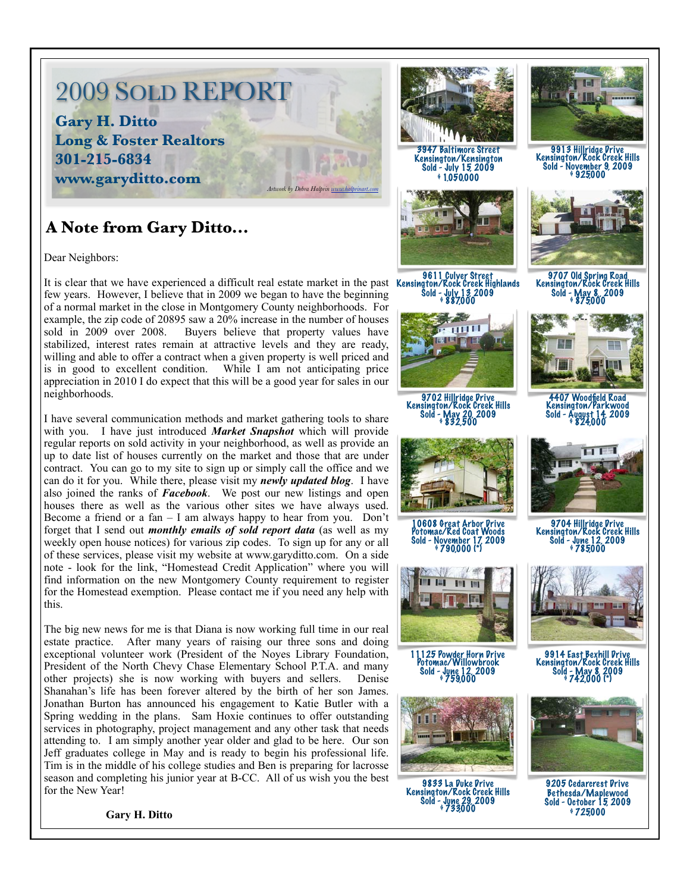# 2009 Sold Report

**Gary H. Ditto**
**Long & Foster Realtors**
**301-215-6834**
**www.garyditto.com**

*Artwork by Debra Halprin www.halprinart.com*

## A Note from Gary Ditto...

Dear Neighbors:

It is clear that we have experienced a difficult real estate market in the past few years. However, I believe that in 2009 we began to have the beginning of a normal market in the close in Montgomery County neighborhoods. For example, the zip code of 20895 saw a 20% increase in the number of houses sold in 2009 over 2008. Buyers believe that property values have stabilized, interest rates remain at attractive levels and they are ready, willing and able to offer a contract when a given property is well priced and is in good to excellent condition. While I am not anticipating price appreciation in 2010 I do expect that this will be a good year for sales in our neighborhoods.

I have several communication methods and market gathering tools to share with you. I have just introduced ***Market Snapshot*** which will provide regular reports on sold activity in your neighborhood, as well as provide an up to date list of houses currently on the market and those that are under contract. You can go to my site to sign up or simply call the office and we can do it for you. While there, please visit my ***newly updated blog***. I have also joined the ranks of ***Facebook***. We post our new listings and open houses there as well as the various other sites we have always used. Become a friend or a fan – I am always happy to hear from you. Don't forget that I send out ***monthly emails of sold report data*** (as well as my weekly open house notices) for various zip codes. To sign up for any or all of these services, please visit my website at www.garyditto.com. On a side note - look for the link, "Homestead Credit Application" where you will find information on the new Montgomery County requirement to register for the Homestead exemption. Please contact me if you need any help with this.

The big new news for me is that Diana is now working full time in our real estate practice. After many years of raising our three sons and doing exceptional volunteer work (President of the Noyes Library Foundation, President of the North Chevy Chase Elementary School P.T.A. and many other projects) she is now working with buyers and sellers. Denise Shanahan's life has been forever altered by the birth of her son James. Jonathan Burton has announced his engagement to Katie Butler with a Spring wedding in the plans. Sam Hoxie continues to offer outstanding services in photography, project management and any other task that needs attending to. I am simply another year older and glad to be here. Our son Jeff graduates college in May and is ready to begin his professional life. Tim is in the middle of his college studies and Ben is preparing for lacrosse season and completing his junior year at B-CC. All of us wish you the best for the New Year!

**Gary H. Ditto**

3947 Baltimore Street
Kensington/Kensington
Sold - July 15, 2009
$ 1,050,000

9913 Hillridge Drive
Kensington/Rock Creek Hills
Sold - November 9, 2009
$ 925,000

9611 Culver Street
Kensington/Rock Creek Highlands
Sold - July 13, 2009
$ 887,000

9707 Old Spring Road
Kensington/Rock Creek Hills
Sold - May 8, 2009
$ 875,000

9702 Hillridge Drive
Kensington/Rock Creek Hills
Sold - May 20, 2009
$ 832,500

4407 Woodfield Road
Kensington/Parkwood
Sold - August 14, 2009
$ 824,000

10608 Great Arbor Drive
Potomac/Red Coat Woods
Sold - November 17, 2009
$ 790,000 (*)

9704 Hillridge Drive
Kensington/Rock Creek Hills
Sold - June 12, 2009
$ 785,000

11125 Powder Horn Drive
Potomac/Willowbrook
Sold - June 12, 2009
$ 759,000

9914 East Bexhill Drive
Kensington/Rock Creek Hills
Sold - May 8, 2009
$ 742,000 (*)

9833 La Duke Drive
Kensington/Rock Creek Hills
Sold - June 29, 2009
$ 733,000

9205 Cedarcrest Drive
Bethesda/Maplewood
Sold - October 15, 2009
$ 725,000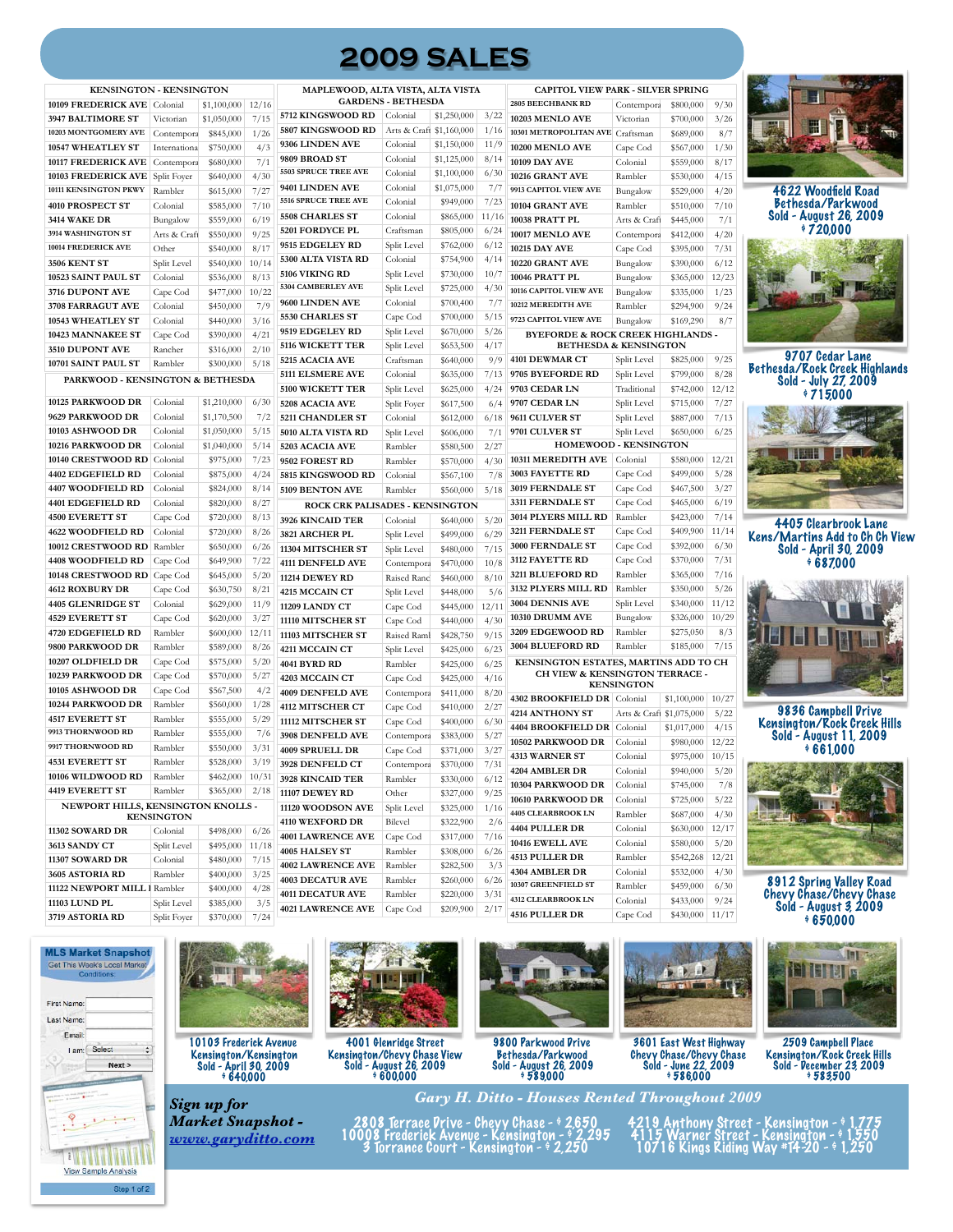# 2009 SALES

### KENSINGTON - KENSINGTON

| Address | Style | Price | Date |
|---|---|---|---|
| 10109 FREDERICK AVE | Colonial | $1,100,000 | 12/16 |
| 3947 BALTIMORE ST | Victorian | $1,050,000 | 7/15 |
| 10203 MONTGOMERY AVE | Contempora | $845,000 | 1/26 |
| 10547 WHEATLEY ST | Internationa | $750,000 | 4/3 |
| 10117 FREDERICK AVE | Contempora | $680,000 | 7/1 |
| 10103 FREDERICK AVE | Split Foyer | $640,000 | 4/30 |
| 10111 KENSINGTON PKWY | Rambler | $615,000 | 7/27 |
| 4010 PROSPECT ST | Colonial | $585,000 | 7/10 |
| 3414 WAKE DR | Bungalow | $559,000 | 6/19 |
| 3914 WASHINGTON ST | Arts & Craft | $550,000 | 9/25 |
| 10014 FREDERICK AVE | Other | $540,000 | 8/17 |
| 3506 KENT ST | Split Level | $540,000 | 10/14 |
| 10523 SAINT PAUL ST | Colonial | $536,000 | 8/13 |
| 3716 DUPONT AVE | Cape Cod | $477,000 | 10/22 |
| 3708 FARRAGUT AVE | Colonial | $450,000 | 7/9 |
| 10543 WHEATLEY ST | Colonial | $440,000 | 3/16 |
| 10423 MANNAKEE ST | Cape Cod | $390,000 | 4/21 |
| 3510 DUPONT AVE | Rancher | $316,000 | 2/10 |
| 10701 SAINT PAUL ST | Rambler | $300,000 | 5/18 |

### PARKWOOD - KENSINGTON & BETHESDA

| Address | Style | Price | Date |
|---|---|---|---|
| 10125 PARKWOOD DR | Colonial | $1,210,000 | 6/30 |
| 9629 PARKWOOD DR | Colonial | $1,170,500 | 7/2 |
| 10103 ASHWOOD DR | Colonial | $1,050,000 | 5/15 |
| 10216 PARKWOOD DR | Colonial | $1,040,000 | 5/14 |
| 10140 CRESTWOOD RD | Colonial | $975,000 | 7/23 |
| 4402 EDGEFIELD RD | Colonial | $875,000 | 4/24 |
| 4407 WOODFIELD RD | Colonial | $824,000 | 8/14 |
| 4401 EDGEFIELD RD | Colonial | $820,000 | 8/27 |
| 4500 EVERETT ST | Cape Cod | $720,000 | 8/13 |
| 4622 WOODFIELD RD | Colonial | $720,000 | 8/26 |
| 10012 CRESTWOOD RD | Rambler | $650,000 | 6/26 |
| 4408 WOODFIELD RD | Cape Cod | $649,900 | 7/22 |
| 10148 CRESTWOOD RD | Cape Cod | $645,000 | 5/20 |
| 4612 ROXBURY DR | Cape Cod | $630,750 | 8/21 |
| 4405 GLENRIDGE ST | Colonial | $629,000 | 11/9 |
| 4529 EVERETT ST | Cape Cod | $620,000 | 3/27 |
| 4720 EDGEFIELD RD | Rambler | $600,000 | 12/11 |
| 9800 PARKWOOD DR | Rambler | $589,000 | 8/26 |
| 10207 OLDFIELD DR | Cape Cod | $575,000 | 5/20 |
| 10239 PARKWOOD DR | Cape Cod | $570,000 | 5/27 |
| 10105 ASHWOOD DR | Cape Cod | $567,500 | 4/2 |
| 10244 PARKWOOD DR | Rambler | $560,000 | 1/28 |
| 4517 EVERETT ST | Rambler | $555,000 | 5/29 |
| 9913 THORNWOOD RD | Rambler | $555,000 | 7/6 |
| 9917 THORNWOOD RD | Rambler | $550,000 | 3/31 |
| 4531 EVERETT ST | Rambler | $528,000 | 3/19 |
| 10106 WILDWOOD RD | Rambler | $462,000 | 10/31 |
| 4419 EVERETT ST | Rambler | $365,000 | 2/18 |

### NEWPORT HILLS, KENSINGTON KNOLLS - KENSINGTON

| Address | Style | Price | Date |
|---|---|---|---|
| 11302 SOWARD DR | Colonial | $498,000 | 6/26 |
| 3613 SANDY CT | Split Level | $495,000 | 11/18 |
| 11307 SOWARD DR | Colonial | $480,000 | 7/15 |
| 3605 ASTORIA RD | Rambler | $400,000 | 3/25 |
| 11122 NEWPORT MILL I | Rambler | $400,000 | 4/28 |
| 11103 LUND PL | Split Level | $385,000 | 3/5 |
| 3719 ASTORIA RD | Split Foyer | $370,000 | 7/24 |

### MAPLEWOOD, ALTA VISTA, ALTA VISTA GARDENS - BETHESDA

| Address | Style | Price | Date |
|---|---|---|---|
| 5712 KINGSWOOD RD | Colonial | $1,250,000 | 3/22 |
| 5807 KINGSWOOD RD | Arts & Craft | $1,160,000 | 1/16 |
| 9306 LINDEN AVE | Colonial | $1,150,000 | 11/9 |
| 9809 BROAD ST | Colonial | $1,125,000 | 8/14 |
| 5503 SPRUCE TREE AVE | Colonial | $1,100,000 | 6/30 |
| 9401 LINDEN AVE | Colonial | $1,075,000 | 7/7 |
| 5516 SPRUCE TREE AVE | Colonial | $949,000 | 7/23 |
| 5508 CHARLES ST | Colonial | $865,000 | 11/16 |
| 5201 FORDYCE PL | Craftsman | $805,000 | 6/24 |
| 9515 EDGELEY RD | Split Level | $762,000 | 6/12 |
| 5300 ALTA VISTA RD | Colonial | $754,900 | 4/14 |
| 5106 VIKING RD | Split Level | $730,000 | 10/7 |
| 5304 CAMBERLEY AVE | Split Level | $725,000 | 4/30 |
| 9600 LINDEN AVE | Colonial | $700,400 | 7/7 |
| 5530 CHARLES ST | Cape Cod | $700,000 | 5/15 |
| 9519 EDGELEY RD | Split Level | $670,000 | 5/26 |
| 5116 WICKETT TER | Split Level | $653,500 | 4/17 |
| 5215 ACACIA AVE | Craftsman | $640,000 | 9/9 |
| 5111 ELSMERE AVE | Colonial | $635,000 | 7/13 |
| 5100 WICKETT TER | Split Level | $625,000 | 4/24 |
| 5208 ACACIA AVE | Split Foyer | $617,500 | 6/4 |
| 5211 CHANDLER ST | Colonial | $612,000 | 6/18 |
| 5010 ALTA VISTA RD | Split Level | $606,000 | 7/1 |
| 5203 ACACIA AVE | Rambler | $580,500 | 2/27 |
| 9502 FOREST RD | Rambler | $570,000 | 4/30 |
| 5815 KINGSWOOD RD | Colonial | $567,100 | 7/8 |
| 5109 BENTON AVE | Rambler | $560,000 | 5/18 |

### ROCK CRK PALISADES - KENSINGTON

| Address | Style | Price | Date |
|---|---|---|---|
| 3926 KINCAID TER | Colonial | $640,000 | 5/20 |
| 3821 ARCHER PL | Split Level | $499,000 | 6/29 |
| 11304 MITSCHER ST | Split Level | $480,000 | 7/15 |
| 4111 DENFELD AVE | Contempora | $470,000 | 10/8 |
| 11214 DEWEY RD | Raised Ranc | $460,000 | 8/10 |
| 4215 MCCAIN CT | Split Level | $448,000 | 5/6 |
| 11209 LANDY CT | Cape Cod | $445,000 | 12/11 |
| 11110 MITSCHER ST | Cape Cod | $440,000 | 4/30 |
| 11103 MITSCHER ST | Raised Raml | $428,750 | 9/15 |
| 4211 MCCAIN CT | Split Level | $425,000 | 6/23 |
| 4041 BYRD RD | Rambler | $425,000 | 6/25 |
| 4203 MCCAIN CT | Cape Cod | $425,000 | 4/16 |
| 4009 DENFELD AVE | Contempora | $411,000 | 8/20 |
| 4112 MITSCHER CT | Cape Cod | $410,000 | 2/27 |
| 11112 MITSCHER ST | Cape Cod | $400,000 | 6/30 |
| 3908 DENFELD AVE | Contempora | $383,000 | 5/27 |
| 4009 SPRUELL DR | Cape Cod | $371,000 | 3/27 |
| 3928 DENFELD CT | Contempora | $370,000 | 7/31 |
| 3928 KINCAID TER | Rambler | $330,000 | 6/12 |
| 11107 DEWEY RD | Other | $327,000 | 9/25 |
| 11120 WOODSON AVE | Split Level | $325,000 | 1/16 |
| 4110 WEXFORD DR | Bilevel | $322,900 | 2/6 |
| 4001 LAWRENCE AVE | Cape Cod | $317,000 | 7/16 |
| 4005 HALSEY ST | Rambler | $308,000 | 6/26 |
| 4002 LAWRENCE AVE | Rambler | $282,500 | 3/3 |
| 4003 DECATUR AVE | Rambler | $260,000 | 6/26 |
| 4011 DECATUR AVE | Rambler | $220,000 | 3/31 |
| 4021 LAWRENCE AVE | Cape Cod | $209,900 | 2/17 |

### CAPITOL VIEW PARK - SILVER SPRING

| Address | Style | Price | Date |
|---|---|---|---|
| 2805 BEECHBANK RD | Contempora | $800,000 | 9/30 |
| 10203 MENLO AVE | Victorian | $700,000 | 3/26 |
| 10301 METROPOLITAN AVE | Craftsman | $689,000 | 8/7 |
| 10200 MENLO AVE | Cape Cod | $567,000 | 1/30 |
| 10109 DAY AVE | Colonial | $559,000 | 8/17 |
| 10216 GRANT AVE | Rambler | $530,000 | 4/15 |
| 9913 CAPITOL VIEW AVE | Bungalow | $529,000 | 4/20 |
| 10104 GRANT AVE | Rambler | $510,000 | 7/10 |
| 10038 PRATT PL | Arts & Craft | $445,000 | 7/1 |
| 10017 MENLO AVE | Contempora | $412,000 | 4/20 |
| 10215 DAY AVE | Cape Cod | $395,000 | 7/31 |
| 10220 GRANT AVE | Bungalow | $390,000 | 6/12 |
| 10046 PRATT PL | Bungalow | $365,000 | 12/23 |
| 10116 CAPITOL VIEW AVE | Bungalow | $335,000 | 1/23 |
| 10212 MEREDITH AVE | Rambler | $294,900 | 9/24 |
| 9723 CAPITOL VIEW AVE | Bungalow | $169,290 | 8/7 |

### BYEFORDE & ROCK CREEK HIGHLANDS - BETHESDA & KENSINGTON

| Address | Style | Price | Date |
|---|---|---|---|
| 4101 DEWMAR CT | Split Level | $825,000 | 9/25 |
| 9705 BYEFORDE RD | Split Level | $799,000 | 8/28 |
| 9703 CEDAR LN | Traditional | $742,000 | 12/12 |
| 9707 CEDAR LN | Split Level | $715,000 | 7/27 |
| 9611 CULVER ST | Split Level | $887,000 | 7/13 |
| 9701 CULVER ST | Split Level | $650,000 | 6/25 |

### HOMEWOOD - KENSINGTON

| Address | Style | Price | Date |
|---|---|---|---|
| 10311 MEREDITH AVE | Colonial | $580,000 | 12/21 |
| 3003 FAYETTE RD | Cape Cod | $499,000 | 5/28 |
| 3019 FERNDALE ST | Cape Cod | $467,500 | 3/27 |
| 3311 FERNDALE ST | Cape Cod | $465,000 | 6/19 |
| 3014 PLYERS MILL RD | Rambler | $423,000 | 7/14 |
| 3211 FERNDALE ST | Cape Cod | $409,900 | 11/14 |
| 3000 FERNDALE ST | Cape Cod | $392,000 | 6/30 |
| 3112 FAYETTE RD | Cape Cod | $370,000 | 7/31 |
| 3211 BLUEFORD RD | Rambler | $365,000 | 7/16 |
| 3132 PLYERS MILL RD | Rambler | $350,000 | 5/26 |
| 3004 DENNIS AVE | Split Level | $340,000 | 11/12 |
| 10310 DRUMM AVE | Bungalow | $326,000 | 10/29 |
| 3209 EDGEWOOD RD | Rambler | $275,050 | 8/3 |
| 3004 BLUEFORD RD | Rambler | $185,000 | 7/15 |

### KENSINGTON ESTATES, MARTINS ADD TO CH CH VIEW & KENSINGTON TERRACE - KENSINGTON

| Address | Style | Price | Date |
|---|---|---|---|
| 4302 BROOKFIELD DR | Colonial | $1,100,000 | 10/27 |
| 4214 ANTHONY ST | Arts & Craft | $1,075,000 | 5/22 |
| 4404 BROOKFIELD DR | Colonial | $1,017,000 | 4/15 |
| 10502 PARKWOOD DR | Colonial | $980,000 | 12/22 |
| 4313 WARNER ST | Colonial | $975,000 | 10/15 |
| 4204 AMBLER DR | Colonial | $940,000 | 5/20 |
| 10304 PARKWOOD DR | Colonial | $745,000 | 7/8 |
| 10610 PARKWOOD DR | Colonial | $725,000 | 5/22 |
| 4405 CLEARBROOK LN | Rambler | $687,000 | 4/30 |
| 4404 PULLER DR | Colonial | $630,000 | 12/17 |
| 10416 EWELL AVE | Colonial | $580,000 | 5/20 |
| 4513 PULLER DR | Rambler | $542,268 | 12/21 |
| 4304 AMBLER DR | Colonial | $532,000 | 4/30 |
| 10307 GREENFIELD ST | Rambler | $459,000 | 6/30 |
| 4312 CLEARBROOK LN | Colonial | $433,000 | 9/24 |
| 4516 PULLER DR | Cape Cod | $430,000 | 11/17 |

4622 Woodfield Road
Bethesda/Parkwood
Sold - August 26, 2009
$720,000

9707 Cedar Lane
Bethesda/Rock Creek Highlands
Sold - July 27, 2009
$715,000

4405 Clearbrook Lane
Kens/Martins Add to Ch Ch View
Sold - April 30, 2009
$687,000

9836 Campbell Drive
Kensington/Rock Creek Hills
Sold - August 11, 2009
$661,000

8912 Spring Valley Road
Chevy Chase/Chevy Chase
Sold - August 3, 2009
$650,000

10103 Frederick Avenue
Kensington/Kensington
Sold - April 30, 2009
$640,000

4001 Glenridge Street
Kensington/Chevy Chase View
Sold - August 26, 2009
$600,000

9800 Parkwood Drive
Bethesda/Parkwood
Sold - August 26, 2009
$589,000

3601 East West Highway
Chevy Chase/Chevy Chase
Sold - June 22, 2009
$586,000

2509 Campbell Place
Kensington/Rock Creek Hills
Sold - December 23, 2009
$583,500

**MLS Market Snapshot**
Get This Week's Local Market Conditions.

First Name:
Last Name:
Email:
I am: Select
Next >

View Sample Analysis
Step 1 of 2

***Sign up for Market Snapshot -*** ***www.garyditto.com***

***Gary H. Ditto - Houses Rented Throughout 2009***

2808 Terrace Drive - Chevy Chase - $2,650
10008 Frederick Avenue - Kensington - $2,295
3 Torrance Court - Kensington - $2,250

4219 Anthony Street - Kensington - $1,775
4115 Warner Street - Kensington - $1,550
10716 Kings Riding Way #14-20 - $1,250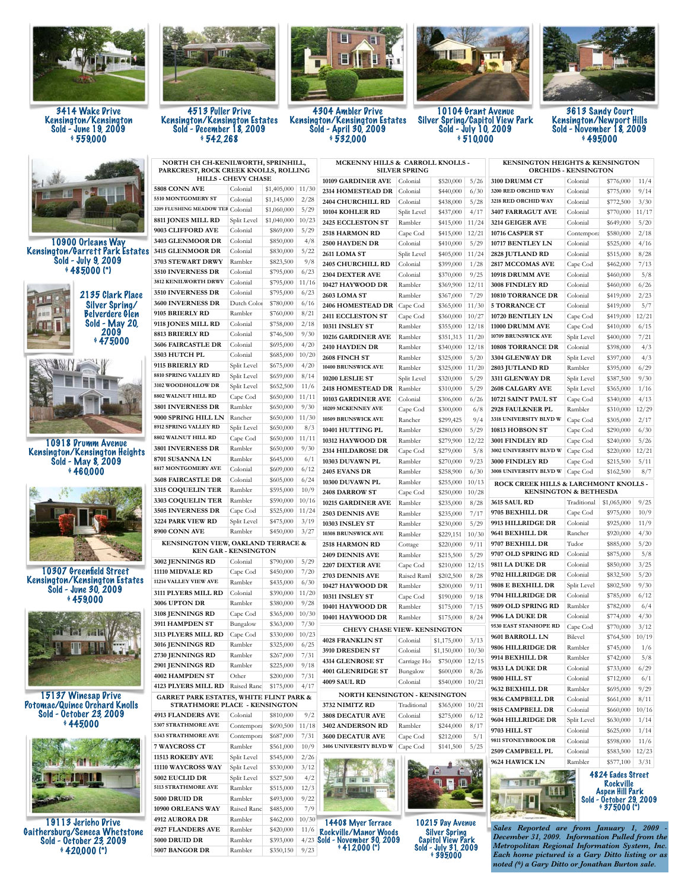3414 Wake Drive
Kensington/Kensington
Sold - June 19, 2009
$ 559,000

4513 Puller Drive
Kensington/Kensington Estates
Sold - December 18, 2009
$ 542,268

4304 Ambler Drive
Kensington/Kensington Estates
Sold - April 30, 2009
$ 532,000

10104 Grant Avenue
Silver Spring/Capitol View Park
Sold - July 10, 2009
$ 510,000

3613 Sandy Court
Kensington/Newport Hills
Sold - November 18, 2009
$ 495,000

10900 Orleans Way
Kensington/Garrett Park Estates
Sold - July 9, 2009
$ 485,000 (*)

2135 Clark Place
Silver Spring/Belverdere Glen
Sold - May 20, 2009
$ 475,000

10918 Drumm Avenue
Kensington/Kensington Heights
Sold - May 8, 2009
$ 460,000

10307 Greenfield Street
Kensington/Kensington Estates
Sold - June 30, 2009
$ 459,000

15137 Winesap Drive
Potomac/Quince Orchard Knolls
Sold - October 23, 2009
$ 445,000

19113 Jericho Drive
Gaithersburg/Seneca Whetstone
Sold - October 23, 2009
$ 420,000 (*)

| NORTH CH CH-KENILWORTH, SPRINHILL, PARKCREST, ROCK CREEK KNOLLS, ROLLING HILLS - CHEVY CHASE | | | |
|---|---|---|---|
| 5808 CONN AVE | Colonial | $1,405,000 | 11/30 |
| 5510 MONTGOMERY ST | Colonial | $1,145,000 | 2/28 |
| 3209 FLUSHING MEADOW TER | Colonial | $1,060,000 | 5/29 |
| 8811 JONES MILL RD | Split Level | $1,040,000 | 10/23 |
| 9003 CLIFFORD AVE | Colonial | $869,000 | 5/29 |
| 3403 GLENMOOR DR | Colonial | $850,000 | 4/8 |
| 3415 GLENMOOR DR | Colonial | $830,000 | 5/22 |
| 3703 STEWART DRWY | Rambler | $823,500 | 9/8 |
| 3510 INVERNESS DR | Colonial | $795,000 | 6/23 |
| 3812 KENILWORTH DRWY | Colonial | $795,000 | 11/16 |
| 3510 INVERNESS DR | Colonial | $795,000 | 6/23 |
| 3600 INVERNESS DR | Dutch Colon | $780,000 | 6/16 |
| 9105 BRIERLY RD | Rambler | $760,000 | 8/21 |
| 9118 JONES MILL RD | Colonial | $758,000 | 2/18 |
| 8813 BRIERLY RD | Colonial | $746,500 | 9/30 |
| 3606 FAIRCASTLE DR | Colonial | $695,000 | 4/20 |
| 3503 HUTCH PL | Colonial | $685,000 | 10/20 |
| 9115 BRIERLY RD | Split Level | $675,000 | 4/20 |
| 8810 SPRING VALLEY RD | Split Level | $659,000 | 8/14 |
| 3102 WOODHOLLOW DR | Split Level | $652,500 | 11/6 |
| 8802 WALNUT HILL RD | Cape Cod | $650,000 | 11/11 |
| 3801 INVERNESS DR | Rambler | $650,000 | 9/30 |
| 9000 SPRING HILL LN | Rancher | $650,000 | 11/30 |
| 8912 SPRING VALLEY RD | Split Level | $650,000 | 8/3 |
| 8802 WALNUT HILL RD | Cape Cod | $650,000 | 11/11 |
| 3801 INVERNESS DR | Rambler | $650,000 | 9/30 |
| 8701 SUSANNA LN | Rambler | $645,000 | 6/1 |
| 8817 MONTGOMERY AVE | Colonial | $609,000 | 6/12 |
| 3608 FAIRCASTLE DR | Colonial | $605,000 | 6/24 |
| 3315 COQUELIN TER | Rambler | $595,000 | 10/9 |
| 3303 COQUELIN TER | Rambler | $590,000 | 10/16 |
| 3505 INVERNESS DR | Cape Cod | $525,000 | 11/24 |
| 3224 PARK VIEW RD | Split Level | $475,000 | 3/19 |
| 8900 CONN AVE | Rambler | $450,000 | 3/27 |

| KENSINGTON VIEW, OAKLAND TERRACE & KEN GAR - KENSINGTON | | | |
|---|---|---|---|
| 3002 JENNINGS RD | Colonial | $790,000 | 5/29 |
| 11110 MIDVALE RD | Cape Cod | $450,000 | 7/20 |
| 11214 VALLEY VIEW AVE | Rambler | $435,000 | 6/30 |
| 3111 PLYERS MILL RD | Colonial | $390,000 | 11/20 |
| 3006 UPTON DR | Rambler | $380,000 | 9/28 |
| 3108 JENNINGS RD | Cape Cod | $365,000 | 10/30 |
| 3911 HAMPDEN ST | Bungalow | $363,000 | 7/30 |
| 3113 PLYERS MILL RD | Cape Cod | $330,000 | 10/23 |
| 3016 JENNINGS RD | Rambler | $325,000 | 6/25 |
| 2730 JENNINGS RD | Rambler | $267,000 | 7/31 |
| 2901 JENNINGS RD | Rambler | $225,000 | 9/18 |
| 4002 HAMPDEN ST | Other | $200,000 | 7/31 |
| 4123 PLYERS MILL RD | Raised Ranc | $175,000 | 4/17 |

| GARRET PARK ESTATES, WHITE FLINT PARK & STRATHMORE PLACE - KENSINGTON | | | |
|---|---|---|---|
| 4913 FLANDERS AVE | Colonial | $810,000 | 9/2 |
| 5307 STRATHMORE AVE | Contempora | $690,500 | 11/18 |
| 5343 STRATHMORE AVE | Contempora | $687,000 | 7/31 |
| 7 WAYCROSS CT | Rambler | $561,000 | 10/9 |
| 11513 ROKEBY AVE | Split Level | $545,000 | 2/26 |
| 11110 WAYCROSS WAY | Split Level | $530,000 | 3/12 |
| 5002 EUCLID DR | Split Level | $527,500 | 4/2 |
| 5113 STRATHMORE AVE | Rambler | $515,000 | 12/3 |
| 5000 DRUID DR | Rambler | $493,000 | 9/22 |
| 10900 ORLEANS WAY | Raised Ranc | $485,000 | 7/9 |
| 4912 AURORA DR | Rambler | $462,000 | 10/30 |
| 4927 FLANDERS AVE | Rambler | $420,000 | 11/6 |
| 5000 DRUID DR | Rambler | $393,000 | 4/23 |
| 5007 BANGOR DR | Rambler | $350,150 | 9/23 |

| MCKENNY HILLS & CARROLL KNOLLS - SILVER SPRING | | | |
|---|---|---|---|
| 10109 GARDINER AVE | Colonial | $520,000 | 5/26 |
| 2314 HOMESTEAD DR | Colonial | $440,000 | 6/30 |
| 2404 CHURCHILL RD | Colonial | $438,000 | 5/28 |
| 10104 KOHLER RD | Split Level | $437,000 | 4/17 |
| 2425 ECCLESTON ST | Rambler | $415,000 | 11/24 |
| 2518 HARMON RD | Cape Cod | $415,000 | 12/21 |
| 2500 HAYDEN DR | Colonial | $410,000 | 5/29 |
| 2611 LOMA ST | Split Level | $405,000 | 11/24 |
| 2405 CHURCHILL RD | Colonial | $399,000 | 1/28 |
| 2304 DEXTER AVE | Colonial | $370,000 | 9/25 |
| 10427 HAYWOOD DR | Rambler | $369,900 | 12/11 |
| 2603 LOMA ST | Rambler | $367,000 | 7/29 |
| 2406 HOMESTEAD DR | Cape Cod | $365,000 | 11/30 |
| 2411 ECCLESTON ST | Cape Cod | $360,000 | 10/27 |
| 10311 INSLEY ST | Rambler | $355,000 | 12/18 |
| 10216 GARDINER AVE | Rambler | $351,313 | 11/20 |
| 2410 HAYDEN DR | Rambler | $340,000 | 12/18 |
| 2608 FINCH ST | Rambler | $325,000 | 5/20 |
| 10400 BRUNSWICK AVE | Rambler | $325,000 | 11/20 |
| 10200 LESLIE ST | Split Level | $320,000 | 5/29 |
| 2418 HOMESTEAD DR | Rambler | $310,000 | 5/29 |
| 10103 GARDINER AVE | Colonial | $306,000 | 6/26 |
| 10209 MCKENNEY AVE | Cape Cod | $300,000 | 6/8 |
| 10509 BRUNSWICK AVE | Rancher | $299,425 | 9/4 |
| 10401 HUTTING PL | Rambler | $280,000 | 5/29 |
| 10312 HAYWOOD DR | Rambler | $279,900 | 12/22 |
| 2314 HILDAROSE DR | Cape Cod | $279,000 | 5/8 |
| 10303 DUVAWN PL | Rambler | $270,000 | 9/23 |
| 2405 EVANS DR | Rambler | $258,900 | 6/30 |
| 10300 DUVAWN PL | Rambler | $255,000 | 10/13 |
| 2408 DARROW ST | Cape Cod | $250,000 | 10/28 |
| 10215 GARDINER AVE | Rambler | $235,000 | 8/28 |
| 2503 DENNIS AVE | Rambler | $235,000 | 7/17 |
| 10303 INSLEY ST | Rambler | $230,000 | 5/29 |
| 10308 BRUNSWICK AVE | Rambler | $229,151 | 10/30 |
| 2518 HARMON RD | Cottage | $220,000 | 9/11 |
| 2409 DENNIS AVE | Rambler | $215,500 | 5/29 |
| 2207 DEXTER AVE | Cape Cod | $210,000 | 12/15 |
| 2703 DENNIS AVE | Raised Raml | $202,500 | 8/28 |
| 10427 HAYWOOD DR | Rambler | $200,000 | 9/11 |
| 10311 INSLEY ST | Cape Cod | $190,000 | 9/18 |
| 10401 HAYWOOD DR | Rambler | $175,000 | 7/15 |
| 10401 HAYWOOD DR | Rambler | $175,000 | 8/24 |

| CHEVY CHASE VIEW- KENSINGTON | | | |
|---|---|---|---|
| 4028 FRANKLIN ST | Colonial | $1,175,000 | 3/13 |
| 3910 DRESDEN ST | Colonial | $1,150,000 | 10/30 |
| 4314 GLENROSE ST | Carriage Ho | $750,000 | 12/15 |
| 4001 GLENRIDGE ST | Bungalow | $600,000 | 8/26 |
| 4009 SAUL RD | Colonial | $540,000 | 10/21 |

| NORTH KENSINGTON - KENSINGTON | | | |
|---|---|---|---|
| 3732 NIMITZ RD | Traditional | $365,000 | 10/21 |
| 3808 DECATUR AVE | Colonial | $275,000 | 6/12 |
| 3402 ANDERSON RD | Rambler | $244,000 | 8/17 |
| 3600 DECATUR AVE | Cape Cod | $212,000 | 5/1 |
| 3406 UNIVERSITY BLVD W | Cape Cod | $141,500 | 5/25 |

14408 Myer Terrace
Rockville/Manor Woods
Sold - November 30, 2009
$ 412,000 (*)

10215 Day Avenue
Silver Spring
Capitol View Park
Sold - July 31, 2009
$ 395,000

| KENSINGTON HEIGHTS & KENSINGTON ORCHIDS - KENSINGTON | | | |
|---|---|---|---|
| 3100 DRUMM CT | Colonial | $776,000 | 11/4 |
| 3200 RED ORCHID WAY | Colonial | $775,000 | 9/14 |
| 3218 RED ORCHID WAY | Colonial | $772,500 | 3/30 |
| 3407 FARRAGUT AVE | Colonial | $770,000 | 11/17 |
| 3214 GEIGER AVE | Colonial | $649,000 | 5/20 |
| 10716 CASPER ST | Contempora | $580,000 | 2/18 |
| 10717 BENTLEY LN | Colonial | $525,000 | 4/16 |
| 2828 JUTLAND RD | Colonial | $515,000 | 8/28 |
| 2817 MCCOMAS AVE | Cape Cod | $462,000 | 7/13 |
| 10918 DRUMM AVE | Colonial | $460,000 | 5/8 |
| 3008 FINDLEY RD | Colonial | $460,000 | 6/26 |
| 10810 TORRANCE DR | Colonial | $419,000 | 2/23 |
| 5 TORRANCE CT | Colonial | $419,000 | 5/7 |
| 10720 BENTLEY LN | Cape Cod | $419,000 | 12/21 |
| 11000 DRUMM AVE | Cape Cod | $410,000 | 6/15 |
| 10709 BRUNSWICK AVE | Split Level | $400,000 | 7/21 |
| 10808 TORRANCE DR | Colonial | $398,000 | 4/3 |
| 3304 GLENWAY DR | Split Level | $397,000 | 4/3 |
| 2803 JUTLAND RD | Rambler | $395,000 | 6/29 |
| 3311 GLENWAY DR | Split Level | $387,500 | 9/30 |
| 2608 CALGARY AVE | Split Level | $365,000 | 1/16 |
| 10721 SAINT PAUL ST | Cape Cod | $340,000 | 4/13 |
| 2928 FAULKNER PL | Rambler | $310,000 | 12/29 |
| 3318 UNIVERSITY BLVD W | Cape Cod | $305,000 | 2/17 |
| 10813 HOBSON ST | Cape Cod | $290,000 | 6/30 |
| 3001 FINDLEY RD | Cape Cod | $240,000 | 5/26 |
| 3002 UNIVERSITY BLVD W | Cape Cod | $220,000 | 12/21 |
| 3000 FINDLEY RD | Cape Cod | $215,500 | 5/11 |
| 3008 UNIVERSITY BLVD W | Cape Cod | $162,500 | 8/7 |

| ROCK CREEK HILLS & LARCHMONT KNOLLS - KENSINGTON & BETHESDA | | | |
|---|---|---|---|
| 3615 SAUL RD | Traditional | $1,065,000 | 9/25 |
| 9705 BEXHILL DR | Cape Cod | $975,000 | 10/9 |
| 9913 HILLRIDGE DR | Colonial | $925,000 | 11/9 |
| 9641 BEXHILL DR | Rancher | $920,000 | 4/30 |
| 9707 BEXHILL DR | Tudor | $885,000 | 5/20 |
| 9707 OLD SPRING RD | Colonial | $875,000 | 5/8 |
| 9811 LA DUKE DR | Colonial | $850,000 | 3/25 |
| 9702 HILLRIDGE DR | Colonial | $832,500 | 5/20 |
| 9808 E BEXHILL DR | Split Level | $802,500 | 9/30 |
| 9704 HILLRIDGE DR | Colonial | $785,000 | 6/12 |
| 9809 OLD SPRING RD | Rambler | $782,000 | 6/4 |
| 9906 LA DUKE DR | Colonial | $774,000 | 4/30 |
| 9530 EAST STANHOPE RD | Cape Cod | $770,000 | 3/12 |
| 9601 BARROLL LN | Bilevel | $764,500 | 10/19 |
| 9806 HILLRIDGE DR | Rambler | $745,000 | 1/6 |
| 9914 BEXHILL DR | Rambler | $742,000 | 5/8 |
| 9833 LA DUKE DR | Colonial | $733,000 | 6/29 |
| 9800 HILL ST | Colonial | $712,000 | 6/1 |
| 9632 BEXHILL DR | Rambler | $695,000 | 9/29 |
| 9836 CAMPBELL DR | Colonial | $661,000 | 8/11 |
| 9815 CAMPBELL DR | Colonial | $660,000 | 10/16 |
| 9604 HILLRIDGE DR | Split Level | $630,000 | 1/14 |
| 9703 HILL ST | Colonial | $625,000 | 1/14 |
| 9811 STONEYBROOK DR | Colonial | $598,000 | 11/6 |
| 2509 CAMPBELL PL | Colonial | $583,500 | 12/23 |
| 9624 HAWICK LN | Rambler | $577,100 | 3/31 |

4824 Eades Street
Rockville
Aspen Hill Park
Sold - October 29, 2009
$ 375,000 (*)

*Sales Reported are from January 1, 2009 - December 31, 2009. Information Pulled from the Metropolitan Regional Information System, Inc. Each home pictured is a Gary Ditto listing or as noted (*) a Gary Ditto or Jonathan Burton sale.*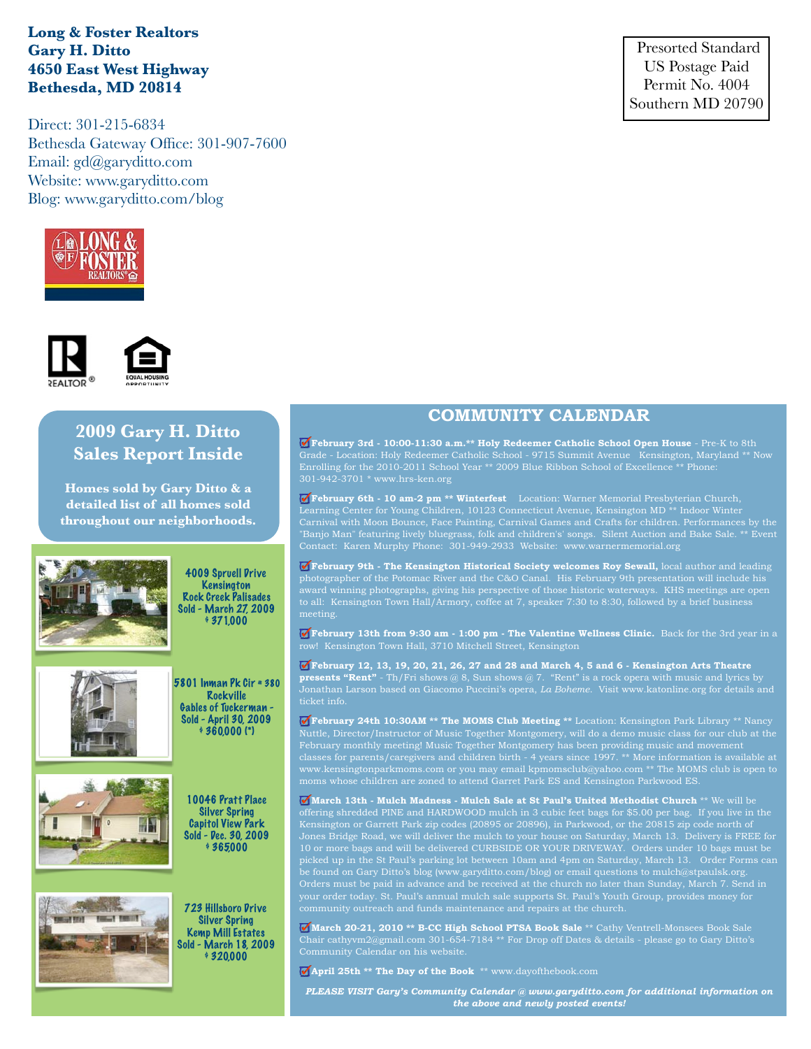**Long & Foster Realtors**
**Gary H. Ditto**
**4650 East West Highway**
**Bethesda, MD 20814**

Direct: 301-215-6834
Bethesda Gateway Office: 301-907-7600
Email: gd@garyditto.com
Website: www.garyditto.com
Blog: www.garyditto.com/blog

Presorted Standard
US Postage Paid
Permit No. 4004
Southern MD 20790

## 2009 Gary H. Ditto Sales Report Inside

**Homes sold by Gary Ditto & a detailed list of all homes sold throughout our neighborhoods.**

4009 Spruell Drive
Kensington
Rock Creek Palisades
Sold - March 27, 2009
$ 371,000

5801 Inman Pk Cir # 380
Rockville
Gables of Tuckerman -
Sold - April 30, 2009
$ 360,000 (*)

10046 Pratt Place
Silver Spring
Capitol View Park
Sold - Dec. 30, 2009
$ 365,000

723 Hillsboro Drive
Silver Spring
Kemp Mill Estates
Sold - March 18, 2009
$ 320,000

## COMMUNITY CALENDAR

**February 3rd - 10:00-11:30 a.m.** ** Holy Redeemer Catholic School Open House** - Pre-K to 8th Grade - Location: Holy Redeemer Catholic School - 9715 Summit Avenue Kensington, Maryland ** Now Enrolling for the 2010-2011 School Year ** 2009 Blue Ribbon School of Excellence ** Phone: 301-942-3701 * www.hrs-ken.org

**February 6th - 10 am-2 pm ** Winterfest** Location: Warner Memorial Presbyterian Church, Learning Center for Young Children, 10123 Connecticut Avenue, Kensington MD ** Indoor Winter Carnival with Moon Bounce, Face Painting, Carnival Games and Crafts for children. Performances by the "Banjo Man" featuring lively bluegrass, folk and children's' songs. Silent Auction and Bake Sale. ** Event Contact: Karen Murphy Phone: 301-949-2933 Website: www.warnermemorial.org

**February 9th - The Kensington Historical Society welcomes Roy Sewall,** local author and leading photographer of the Potomac River and the C&O Canal. His February 9th presentation will include his award winning photographs, giving his perspective of those historic waterways. KHS meetings are open to all: Kensington Town Hall/Armory, coffee at 7, speaker 7:30 to 8:30, followed by a brief business meeting.

**February 13th from 9:30 am - 1:00 pm - The Valentine Wellness Clinic.** Back for the 3rd year in a row! Kensington Town Hall, 3710 Mitchell Street, Kensington

**February 12, 13, 19, 20, 21, 26, 27 and 28 and March 4, 5 and 6 - Kensington Arts Theatre presents "Rent"** - Th/Fri shows @ 8, Sun shows @ 7. "Rent" is a rock opera with music and lyrics by Jonathan Larson based on Giacomo Puccini's opera, *La Boheme*. Visit www.katonline.org for details and ticket info.

**February 24th 10:30AM ** The MOMS Club Meeting **** Location: Kensington Park Library ** Nancy Nuttle, Director/Instructor of Music Together Montgomery, will do a demo music class for our club at the February monthly meeting! Music Together Montgomery has been providing music and movement classes for parents/caregivers and children birth - 4 years since 1997. ** More information is available at www.kensingtonparkmoms.com or you may email kpmomsclub@yahoo.com ** The MOMS club is open to moms whose children are zoned to attend Garret Park ES and Kensington Parkwood ES.

**March 13th - Mulch Madness - Mulch Sale at St Paul's United Methodist Church** ** We will be offering shredded PINE and HARDWOOD mulch in 3 cubic feet bags for $5.00 per bag. If you live in the Kensington or Garrett Park zip codes (20895 or 20896), in Parkwood, or the 20815 zip code north of Jones Bridge Road, we will deliver the mulch to your house on Saturday, March 13. Delivery is FREE for 10 or more bags and will be delivered CURBSIDE OR YOUR DRIVEWAY. Orders under 10 bags must be picked up in the St Paul's parking lot between 10am and 4pm on Saturday, March 13. Order Forms can be found on Gary Ditto's blog (www.garyditto.com/blog) or email questions to mulch@stpaulsk.org. Orders must be paid in advance and be received at the church no later than Sunday, March 7. Send in your order today. St. Paul's annual mulch sale supports St. Paul's Youth Group, provides money for community outreach and funds maintenance and repairs at the church.

**March 20-21, 2010 ** B-CC High School PTSA Book Sale** ** Cathy Ventrell-Monsees Book Sale Chair cathyvm2@gmail.com 301-654-7184 ** For Drop off Dates & details - please go to Gary Ditto's Community Calendar on his website.

**April 25th ** The Day of the Book** ** www.dayofthebook.com

***PLEASE VISIT Gary's Community Calendar @ www.garyditto.com for additional information on the above and newly posted events!***